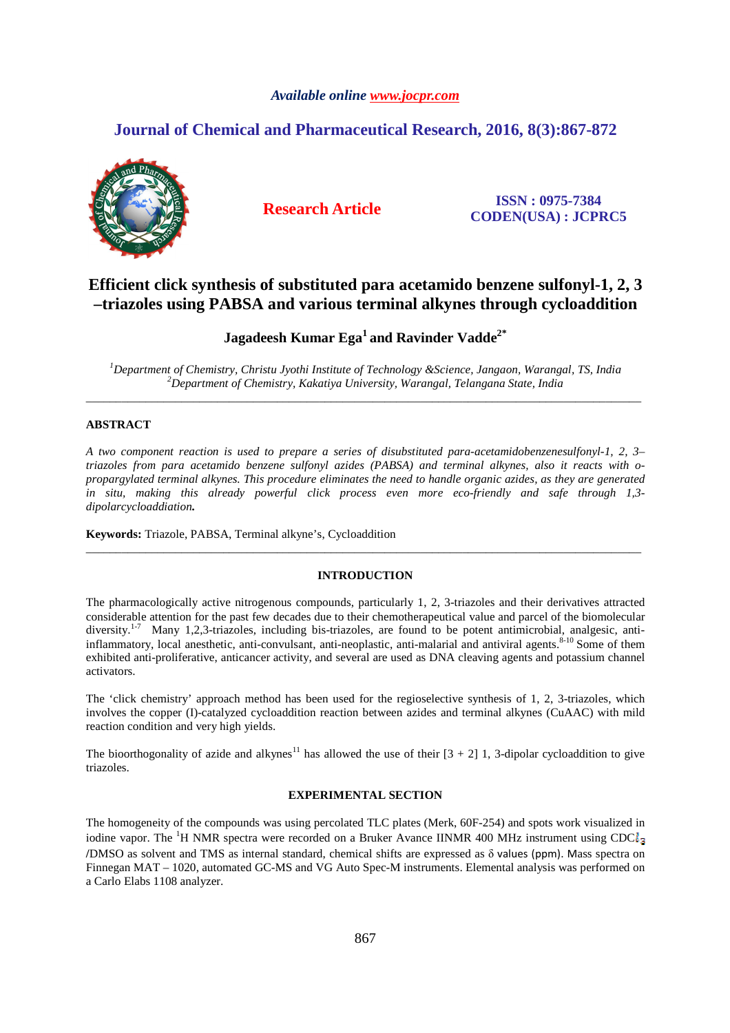Available online www.jocpr.com

# Journal of Chemical and Pharmaceutical Research, 2016, 8(3):867-872

**Research Article**

**ISSN : 0975-7384**
**CODEN(USA) : JCPRC5**

# Efficient click synthesis of substituted para acetamido benzene sulfonyl-1, 2, 3 –triazoles using PABSA and various terminal alkynes through cycloaddition

**Jagadeesh Kumar Ega[1] and Ravinder Vadde[2*]**

*[1]Department of Chemistry, Christu Jyothi Institute of Technology &Science, Jangaon, Warangal, TS, India*
*[2]Department of Chemistry, Kakatiya University, Warangal, Telangana State, India*

---

## ABSTRACT

*A two component reaction is used to prepare a series of disubstituted para-acetamidobenzenesulfonyl-1, 2, 3–triazoles from para acetamido benzene sulfonyl azides (PABSA) and terminal alkynes, also it reacts with o-propargylated terminal alkynes. This procedure eliminates the need to handle organic azides, as they are generated in situ, making this already powerful click process even more eco-friendly and safe through 1,3-dipolarcycloaddiation.*

**Keywords:** Triazole, PABSA, Terminal alkyne's, Cycloaddition

---

## INTRODUCTION

The pharmacologically active nitrogenous compounds, particularly 1, 2, 3-triazoles and their derivatives attracted considerable attention for the past few decades due to their chemotherapeutical value and parcel of the biomolecular diversity.[1-7] Many 1,2,3-triazoles, including bis-triazoles, are found to be potent antimicrobial, analgesic, anti-inflammatory, local anesthetic, anti-convulsant, anti-neoplastic, anti-malarial and antiviral agents.[8-10] Some of them exhibited anti-proliferative, anticancer activity, and several are used as DNA cleaving agents and potassium channel activators.

The 'click chemistry' approach method has been used for the regioselective synthesis of 1, 2, 3-triazoles, which involves the copper (I)-catalyzed cycloaddition reaction between azides and terminal alkynes (CuAAC) with mild reaction condition and very high yields.

The bioorthogonality of azide and alkynes[11] has allowed the use of their [3 + 2] 1, 3-dipolar cycloaddition to give triazoles.

## EXPERIMENTAL SECTION

The homogeneity of the compounds was using percolated TLC plates (Merk, 60F-254) and spots work visualized in iodine vapor. The $^{1}$H NMR spectra were recorded on a Bruker Avance IINMR 400 MHz instrument using $CDCl_3$ /DMSO as solvent and TMS as internal standard, chemical shifts are expressed as $\delta$ values (ppm). Mass spectra on Finnegan MAT – 1020, automated GC-MS and VG Auto Spec-M instruments. Elemental analysis was performed on a Carlo Elabs 1108 analyzer.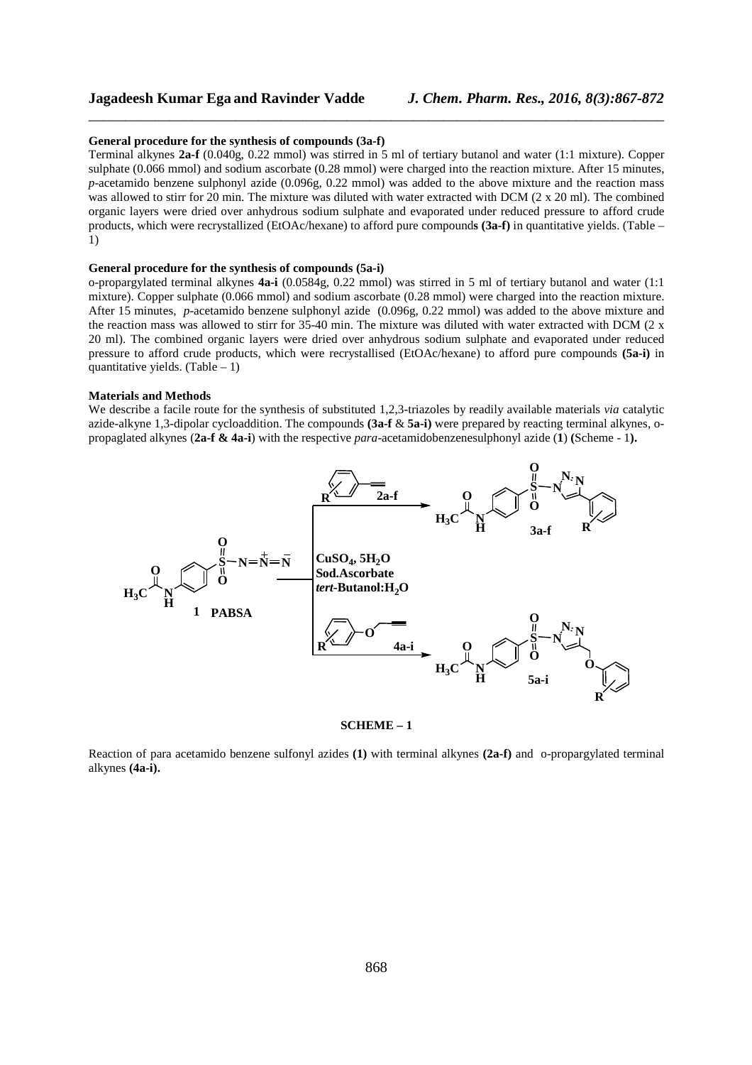**General procedure for the synthesis of compounds (3a-f)**

Terminal alkynes **2a-f** (0.040g, 0.22 mmol) was stirred in 5 ml of tertiary butanol and water (1:1 mixture). Copper sulphate (0.066 mmol) and sodium ascorbate (0.28 mmol) were charged into the reaction mixture. After 15 minutes, *p*-acetamido benzene sulphonyl azide (0.096g, 0.22 mmol) was added to the above mixture and the reaction mass was allowed to stirr for 20 min. The mixture was diluted with water extracted with DCM (2 x 20 ml). The combined organic layers were dried over anhydrous sodium sulphate and evaporated under reduced pressure to afford crude products, which were recrystallized (EtOAc/hexane) to afford pure compound**s (3a-f)** in quantitative yields. (Table – 1)

**General procedure for the synthesis of compounds (5a-i)**

o-propargylated terminal alkynes **4a-i** (0.0584g, 0.22 mmol) was stirred in 5 ml of tertiary butanol and water (1:1 mixture). Copper sulphate (0.066 mmol) and sodium ascorbate (0.28 mmol) were charged into the reaction mixture. After 15 minutes, *p*-acetamido benzene sulphonyl azide (0.096g, 0.22 mmol) was added to the above mixture and the reaction mass was allowed to stirr for 35-40 min. The mixture was diluted with water extracted with DCM (2 x 20 ml). The combined organic layers were dried over anhydrous sodium sulphate and evaporated under reduced pressure to afford crude products, which were recrystallised (EtOAc/hexane) to afford pure compounds **(5a-i)** in quantitative yields. (Table – 1)

**Materials and Methods**

We describe a facile route for the synthesis of substituted 1,2,3-triazoles by readily available materials *via* catalytic azide-alkyne 1,3-dipolar cycloaddition. The compounds **(3a-f** & **5a-i)** were prepared by reacting terminal alkynes, o-propaglated alkynes (**2a-f & 4a-i**) with the respective *para*-acetamidobenzenesulphonyl azide (**1**) **(**Scheme - 1**).**

**SCHEME – 1**

Reaction of para acetamido benzene sulfonyl azides **(1)** with terminal alkynes **(2a-f)** and o-propargylated terminal alkynes **(4a-i).**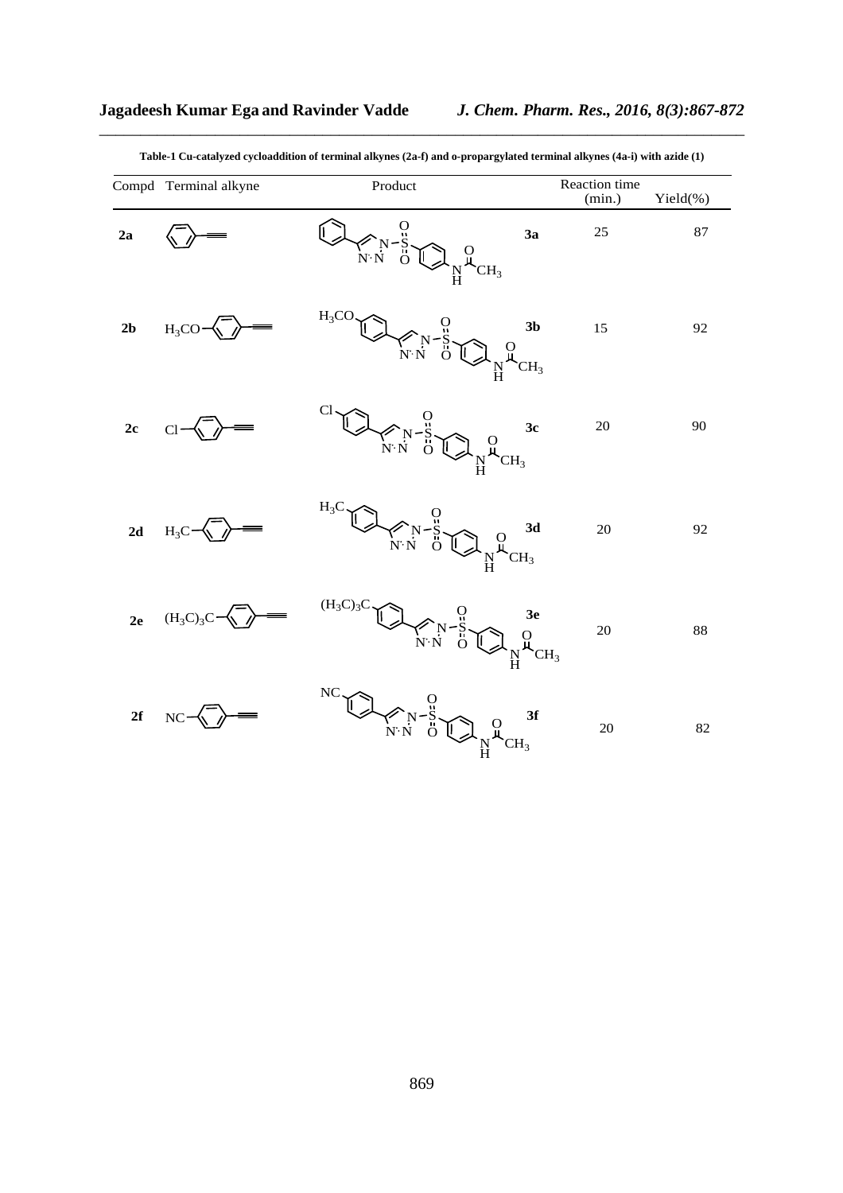**Table-1 Cu-catalyzed cycloaddition of terminal alkynes (2a-f) and o-propargylated terminal alkynes (4a-i) with azide (1)**

| Compd | Terminal alkyne | Product | | Reaction time (min.) | Yield(%) |
|---|---|---|---|---|---|
| 2a | | | 3a | 25 | 87 |
| 2b | $H_3CO$ | $H_3CO$ | 3b | 15 | 92 |
| 2c | Cl | Cl | 3c | 20 | 90 |
| 2d | $H_3C$ | $H_3C$ | 3d | 20 | 92 |
| 2e | $(H_3C)_3C$ | $(H_3C)_3C$ | 3e | 20 | 88 |
| 2f | NC | NC | 3f | 20 | 82 |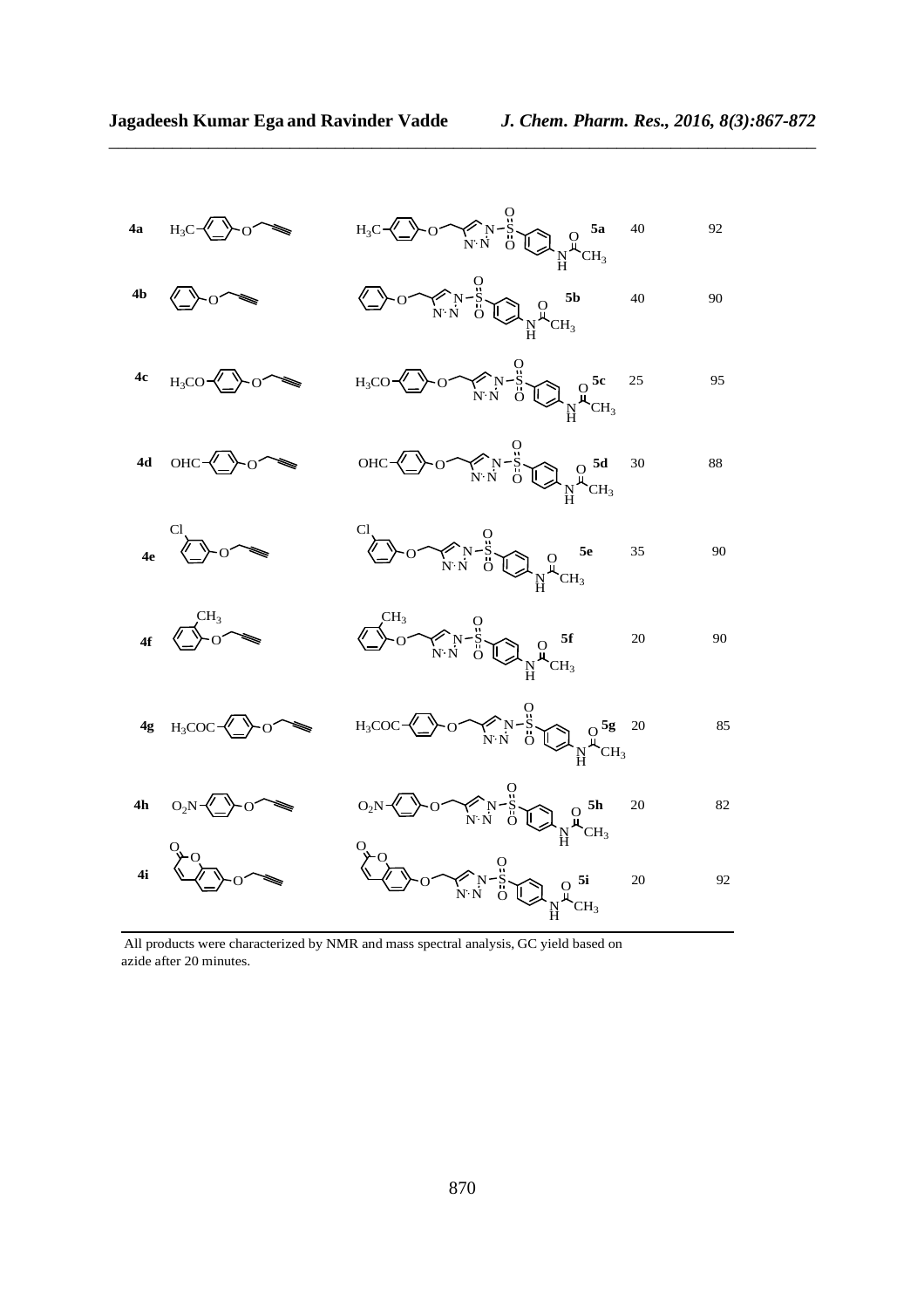| Entry | Alkyne | Product | Time (min) | Yield (%) |
|---|---|---|---|---|
| 4a | $H_3C$–C$_6H_4$–O–$CH_2C\equiv CH$ | 5a | 40 | 92 |
| 4b | $C_6H_5$–O–$CH_2C\equiv CH$ | 5b | 40 | 90 |
| 4c | $H_3CO$–C$_6H_4$–O–$CH_2C\equiv CH$ | 5c | 25 | 95 |
| 4d | OHC–C$_6H_4$–O–$CH_2C\equiv CH$ | 5d | 30 | 88 |
| 4e | Cl–C$_6H_4$–O–$CH_2C\equiv CH$ | 5e | 35 | 90 |
| 4f | $CH_3$–C$_6H_4$–O–$CH_2C\equiv CH$ | 5f | 20 | 90 |
| 4g | $H_3COC$–C$_6H_4$–O–$CH_2C\equiv CH$ | 5g | 20 | 85 |
| 4h | $O_2N$–C$_6H_4$–O–$CH_2C\equiv CH$ | 5h | 20 | 82 |
| 4i | Coumarin-7-yl–O–$CH_2C\equiv CH$ | 5i | 20 | 92 |

All products were characterized by NMR and mass spectral analysis, GC yield based on azide after 20 minutes.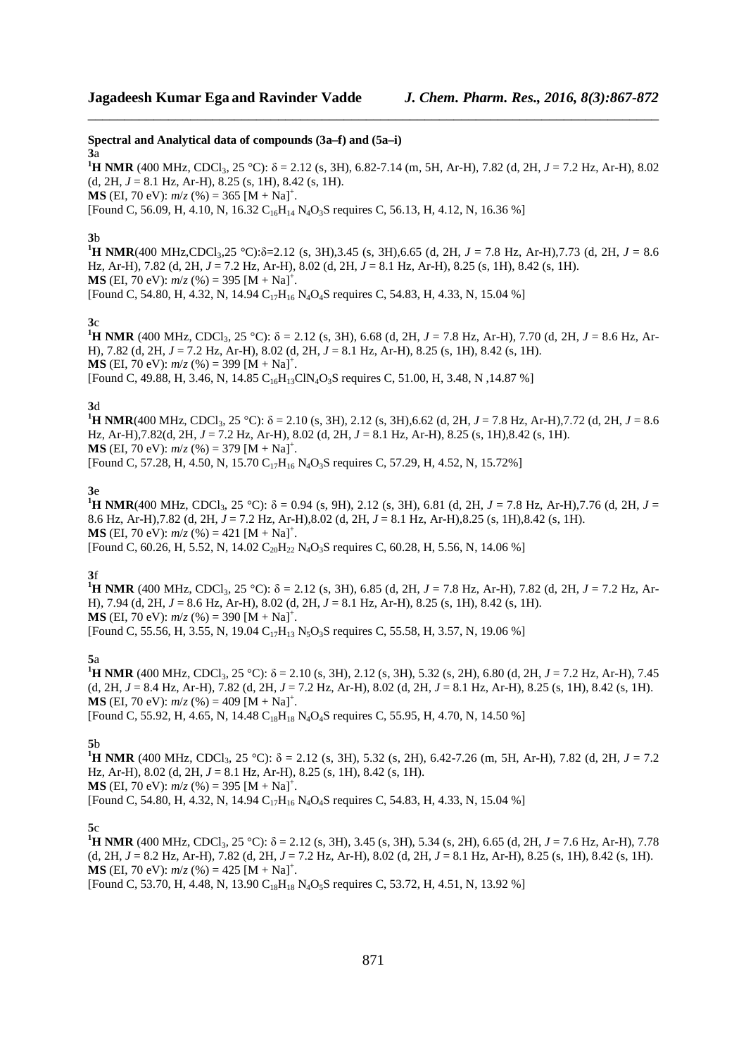**Spectral and Analytical data of compounds (3a–f) and (5a–i)**

**3**a

**$^1$H NMR** (400 MHz, $CDCl_3$, 25 °C): δ = 2.12 (s, 3H), 6.82-7.14 (m, 5H, Ar-H), 7.82 (d, 2H, *J* = 7.2 Hz, Ar-H), 8.02 (d, 2H, *J* = 8.1 Hz, Ar-H), 8.25 (s, 1H), 8.42 (s, 1H).

**MS** (EI, 70 eV): *m*/*z* (%) = 365 $[M + Na]^+$.

[Found C, 56.09, H, 4.10, N, 16.32 $C_{16}H_{14}N_4O_3S$ requires C, 56.13, H, 4.12, N, 16.36 %]

**3**b

**$^1$H NMR**(400 MHz,$CDCl_3$,25 °C):δ=2.12 (s, 3H),3.45 (s, 3H),6.65 (d, 2H, *J* = 7.8 Hz, Ar-H),7.73 (d, 2H, *J* = 8.6 Hz, Ar-H), 7.82 (d, 2H, *J* = 7.2 Hz, Ar-H), 8.02 (d, 2H, *J* = 8.1 Hz, Ar-H), 8.25 (s, 1H), 8.42 (s, 1H).

**MS** (EI, 70 eV): *m*/*z* (%) = 395 $[M + Na]^+$.

[Found C, 54.80, H, 4.32, N, 14.94 $C_{17}H_{16}N_4O_4S$ requires C, 54.83, H, 4.33, N, 15.04 %]

**3**c

**$^1$H NMR** (400 MHz, $CDCl_3$, 25 °C): δ = 2.12 (s, 3H), 6.68 (d, 2H, *J* = 7.8 Hz, Ar-H), 7.70 (d, 2H, *J* = 8.6 Hz, Ar-H), 7.82 (d, 2H, *J* = 7.2 Hz, Ar-H), 8.02 (d, 2H, *J* = 8.1 Hz, Ar-H), 8.25 (s, 1H), 8.42 (s, 1H).

**MS** (EI, 70 eV): *m*/*z* (%) = 399 $[M + Na]^+$.

[Found C, 49.88, H, 3.46, N, 14.85 $C_{16}H_{13}ClN_4O_3S$ requires C, 51.00, H, 3.48, N ,14.87 %]

**3**d

**$^1$H NMR**(400 MHz, $CDCl_3$, 25 °C): δ = 2.10 (s, 3H), 2.12 (s, 3H),6.62 (d, 2H, *J* = 7.8 Hz, Ar-H),7.72 (d, 2H, *J* = 8.6 Hz, Ar-H),7.82(d, 2H, *J* = 7.2 Hz, Ar-H), 8.02 (d, 2H, *J* = 8.1 Hz, Ar-H), 8.25 (s, 1H),8.42 (s, 1H).

**MS** (EI, 70 eV): *m*/*z* (%) = 379 $[M + Na]^+$.

[Found C, 57.28, H, 4.50, N, 15.70 $C_{17}H_{16}N_4O_3S$ requires C, 57.29, H, 4.52, N, 15.72%]

**3**e

**$^1$H NMR**(400 MHz, $CDCl_3$, 25 °C): δ = 0.94 (s, 9H), 2.12 (s, 3H), 6.81 (d, 2H, *J* = 7.8 Hz, Ar-H),7.76 (d, 2H, *J* = 8.6 Hz, Ar-H),7.82 (d, 2H, *J* = 7.2 Hz, Ar-H),8.02 (d, 2H, *J* = 8.1 Hz, Ar-H),8.25 (s, 1H),8.42 (s, 1H).

**MS** (EI, 70 eV): *m*/*z* (%) = 421 $[M + Na]^+$.

[Found C, 60.26, H, 5.52, N, 14.02 $C_{20}H_{22}N_4O_3S$ requires C, 60.28, H, 5.56, N, 14.06 %]

**3**f

**$^1$H NMR** (400 MHz, $CDCl_3$, 25 °C): δ = 2.12 (s, 3H), 6.85 (d, 2H, *J* = 7.8 Hz, Ar-H), 7.82 (d, 2H, *J* = 7.2 Hz, Ar-H), 7.94 (d, 2H, *J* = 8.6 Hz, Ar-H), 8.02 (d, 2H, *J* = 8.1 Hz, Ar-H), 8.25 (s, 1H), 8.42 (s, 1H).

**MS** (EI, 70 eV): *m*/*z* (%) = 390 $[M + Na]^+$.

[Found C, 55.56, H, 3.55, N, 19.04 $C_{17}H_{13}N_5O_3S$ requires C, 55.58, H, 3.57, N, 19.06 %]

**5**a

**$^1$H NMR** (400 MHz, $CDCl_3$, 25 °C): δ = 2.10 (s, 3H), 2.12 (s, 3H), 5.32 (s, 2H), 6.80 (d, 2H, *J* = 7.2 Hz, Ar-H), 7.45 (d, 2H, *J* = 8.4 Hz, Ar-H), 7.82 (d, 2H, *J* = 7.2 Hz, Ar-H), 8.02 (d, 2H, *J* = 8.1 Hz, Ar-H), 8.25 (s, 1H), 8.42 (s, 1H).

**MS** (EI, 70 eV): *m*/*z* (%) = 409 $[M + Na]^+$.

[Found C, 55.92, H, 4.65, N, 14.48 $C_{18}H_{18}N_4O_4S$ requires C, 55.95, H, 4.70, N, 14.50 %]

**5**b

**$^1$H NMR** (400 MHz, $CDCl_3$, 25 °C): δ = 2.12 (s, 3H), 5.32 (s, 2H), 6.42-7.26 (m, 5H, Ar-H), 7.82 (d, 2H, *J* = 7.2 Hz, Ar-H), 8.02 (d, 2H, *J* = 8.1 Hz, Ar-H), 8.25 (s, 1H), 8.42 (s, 1H).

**MS** (EI, 70 eV): *m*/*z* (%) = 395 $[M + Na]^+$.

[Found C, 54.80, H, 4.32, N, 14.94 $C_{17}H_{16}N_4O_4S$ requires C, 54.83, H, 4.33, N, 15.04 %]

**5**c

**$^1$H NMR** (400 MHz, $CDCl_3$, 25 °C): δ = 2.12 (s, 3H), 3.45 (s, 3H), 5.34 (s, 2H), 6.65 (d, 2H, *J* = 7.6 Hz, Ar-H), 7.78 (d, 2H, *J* = 8.2 Hz, Ar-H), 7.82 (d, 2H, *J* = 7.2 Hz, Ar-H), 8.02 (d, 2H, *J* = 8.1 Hz, Ar-H), 8.25 (s, 1H), 8.42 (s, 1H).

**MS** (EI, 70 eV): *m*/*z* (%) = 425 $[M + Na]^+$.

[Found C, 53.70, H, 4.48, N, 13.90 $C_{18}H_{18}N_4O_5S$ requires C, 53.72, H, 4.51, N, 13.92 %]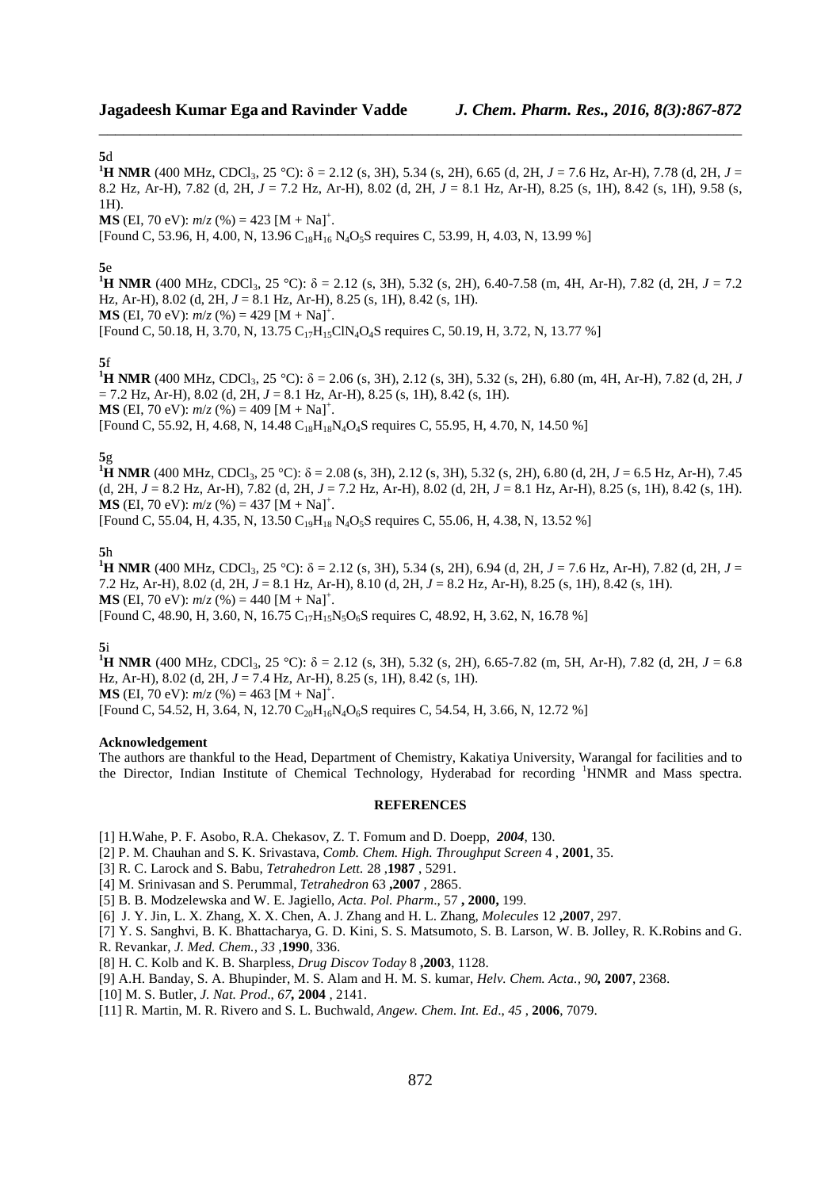**5d**

**$^1$H NMR** (400 MHz, $CDCl_3$, 25 °C): δ = 2.12 (s, 3H), 5.34 (s, 2H), 6.65 (d, 2H, *J* = 7.6 Hz, Ar-H), 7.78 (d, 2H, *J* = 8.2 Hz, Ar-H), 7.82 (d, 2H, *J* = 7.2 Hz, Ar-H), 8.02 (d, 2H, *J* = 8.1 Hz, Ar-H), 8.25 (s, 1H), 8.42 (s, 1H), 9.58 (s, 1H).

**MS** (EI, 70 eV): *m*/*z* (%) = 423 $[M + Na]^+$.

[Found C, 53.96, H, 4.00, N, 13.96 $C_{18}H_{16}N_4O_5S$ requires C, 53.99, H, 4.03, N, 13.99 %]

**5e**

**$^1$H NMR** (400 MHz, $CDCl_3$, 25 °C): δ = 2.12 (s, 3H), 5.32 (s, 2H), 6.40-7.58 (m, 4H, Ar-H), 7.82 (d, 2H, *J* = 7.2 Hz, Ar-H), 8.02 (d, 2H, *J* = 8.1 Hz, Ar-H), 8.25 (s, 1H), 8.42 (s, 1H).

**MS** (EI, 70 eV): *m*/*z* (%) = 429 $[M + Na]^+$.

[Found C, 50.18, H, 3.70, N, 13.75 $C_{17}H_{15}ClN_4O_4S$ requires C, 50.19, H, 3.72, N, 13.77 %]

**5f**

**$^1$H NMR** (400 MHz, $CDCl_3$, 25 °C): δ = 2.06 (s, 3H), 2.12 (s, 3H), 5.32 (s, 2H), 6.80 (m, 4H, Ar-H), 7.82 (d, 2H, *J* = 7.2 Hz, Ar-H), 8.02 (d, 2H, *J* = 8.1 Hz, Ar-H), 8.25 (s, 1H), 8.42 (s, 1H).

**MS** (EI, 70 eV): *m*/*z* (%) = 409 $[M + Na]^+$.

[Found C, 55.92, H, 4.68, N, 14.48 $C_{18}H_{18}N_4O_4S$ requires C, 55.95, H, 4.70, N, 14.50 %]

**5g**

**$^1$H NMR** (400 MHz, $CDCl_3$, 25 °C): δ = 2.08 (s, 3H), 2.12 (s, 3H), 5.32 (s, 2H), 6.80 (d, 2H, *J* = 6.5 Hz, Ar-H), 7.45 (d, 2H, *J* = 8.2 Hz, Ar-H), 7.82 (d, 2H, *J* = 7.2 Hz, Ar-H), 8.02 (d, 2H, *J* = 8.1 Hz, Ar-H), 8.25 (s, 1H), 8.42 (s, 1H).

**MS** (EI, 70 eV): *m*/*z* (%) = 437 $[M + Na]^+$.

[Found C, 55.04, H, 4.35, N, 13.50 $C_{19}H_{18}N_4O_5S$ requires C, 55.06, H, 4.38, N, 13.52 %]

**5h**

**$^1$H NMR** (400 MHz, $CDCl_3$, 25 °C): δ = 2.12 (s, 3H), 5.34 (s, 2H), 6.94 (d, 2H, *J* = 7.6 Hz, Ar-H), 7.82 (d, 2H, *J* = 7.2 Hz, Ar-H), 8.02 (d, 2H, *J* = 8.1 Hz, Ar-H), 8.10 (d, 2H, *J* = 8.2 Hz, Ar-H), 8.25 (s, 1H), 8.42 (s, 1H).

**MS** (EI, 70 eV): *m*/*z* (%) = 440 $[M + Na]^+$.

[Found C, 48.90, H, 3.60, N, 16.75 $C_{17}H_{15}N_5O_6S$ requires C, 48.92, H, 3.62, N, 16.78 %]

**5i**

**$^1$H NMR** (400 MHz, $CDCl_3$, 25 °C): δ = 2.12 (s, 3H), 5.32 (s, 2H), 6.65-7.82 (m, 5H, Ar-H), 7.82 (d, 2H, *J* = 6.8 Hz, Ar-H), 8.02 (d, 2H, *J* = 7.4 Hz, Ar-H), 8.25 (s, 1H), 8.42 (s, 1H).

**MS** (EI, 70 eV): *m*/*z* (%) = 463 $[M + Na]^+$.

[Found C, 54.52, H, 3.64, N, 12.70 $C_{20}H_{16}N_4O_6S$ requires C, 54.54, H, 3.66, N, 12.72 %]

#### Acknowledgement

The authors are thankful to the Head, Department of Chemistry, Kakatiya University, Warangal for facilities and to the Director, Indian Institute of Chemical Technology, Hyderabad for recording $^1$HNMR and Mass spectra.

## REFERENCES

[1] H.Wahe, P. F. Asobo, R.A. Chekasov, Z. T. Fomum and D. Doepp, *2004*, 130.

[2] P. M. Chauhan and S. K. Srivastava, *Comb. Chem. High. Throughput Screen* 4 , **2001**, 35.

[3] R. C. Larock and S. Babu, *Tetrahedron Lett.* 28 ,**1987** , 5291.

[4] M. Srinivasan and S. Perummal, *Tetrahedron* 63 **,2007** , 2865.

[5] B. B. Modzelewska and W. E. Jagiello, *Acta. Pol. Pharm*., 57 **, 2000,** 199.

[6] J. Y. Jin, L. X. Zhang, X. X. Chen, A. J. Zhang and H. L. Zhang, *Molecules* 12 **,2007**, 297.

[7] Y. S. Sanghvi, B. K. Bhattacharya, G. D. Kini, S. S. Matsumoto, S. B. Larson, W. B. Jolley, R. K.Robins and G. R. Revankar, *J. Med. Chem., 33* ,**1990**, 336.

[8] H. C. Kolb and K. B. Sharpless, *Drug Discov Today* 8 **,2003**, 1128.

[9] A.H. Banday, S. A. Bhupinder, M. S. Alam and H. M. S. kumar, *Helv. Chem. Acta., 90,* **2007**, 2368.

[10] M. S. Butler, *J. Nat. Prod., 67***, 2004** , 2141.

[11] R. Martin, M. R. Rivero and S. L. Buchwald, *Angew. Chem. Int. Ed*., *45* , **2006**, 7079.